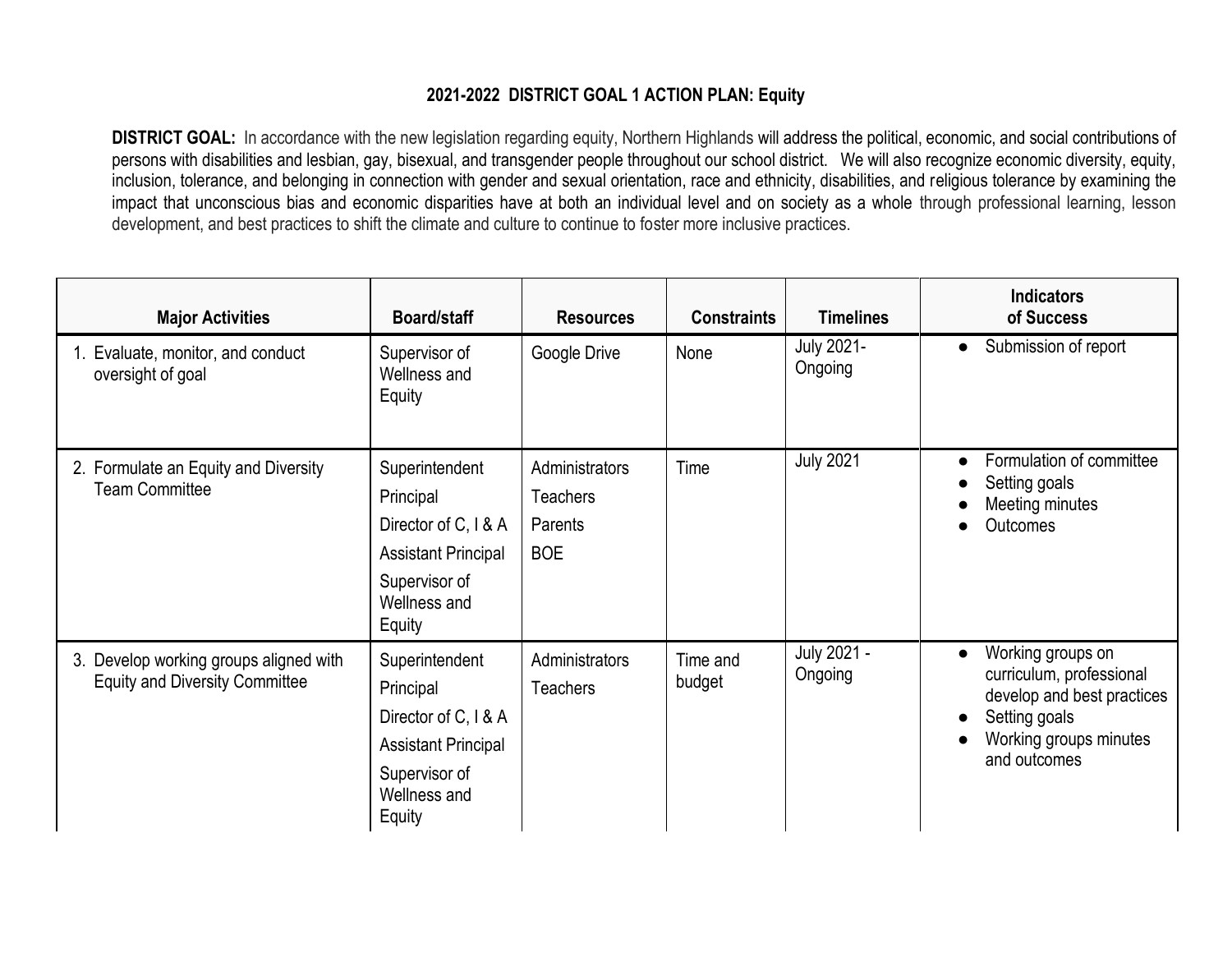## 2021-2022 DISTRICT GOAL 1 ACTION PLAN: Equity

**DISTRICT GOAL:** In accordance with the new legislation regarding equity, Northern Highlands will address the political, economic, and social contributions of persons with disabilities and lesbian, gay, bisexual, and transgender people throughout our school district. We will also recognize economic diversity, equity, inclusion, tolerance, and belonging in connection with gender and sexual orientation, race and ethnicity, disabilities, and religious tolerance by examining the impact that unconscious bias and economic disparities have at both an individual level and on society as a whole through professional learning, lesson development, and best practices to shift the climate and culture to continue to foster more inclusive practices.

| Major Activities | Board/staff | Resources | Constraints | Timelines | Indicators of Success |
|---|---|---|---|---|---|
| 1. Evaluate, monitor, and conduct oversight of goal | Supervisor of Wellness and Equity | Google Drive | None | July 2021- Ongoing | • Submission of report |
| 2. Formulate an Equity and Diversity Team Committee | Superintendent<br>Principal<br>Director of C, I & A<br>Assistant Principal<br>Supervisor of Wellness and Equity | Administrators<br>Teachers<br>Parents<br>BOE | Time | July 2021 | • Formulation of committee<br>• Setting goals<br>• Meeting minutes<br>• Outcomes |
| 3. Develop working groups aligned with Equity and Diversity Committee | Superintendent<br>Principal<br>Director of C, I & A<br>Assistant Principal<br>Supervisor of Wellness and Equity | Administrators<br>Teachers | Time and budget | July 2021 - Ongoing | • Working groups on curriculum, professional develop and best practices<br>• Setting goals<br>• Working groups minutes and outcomes |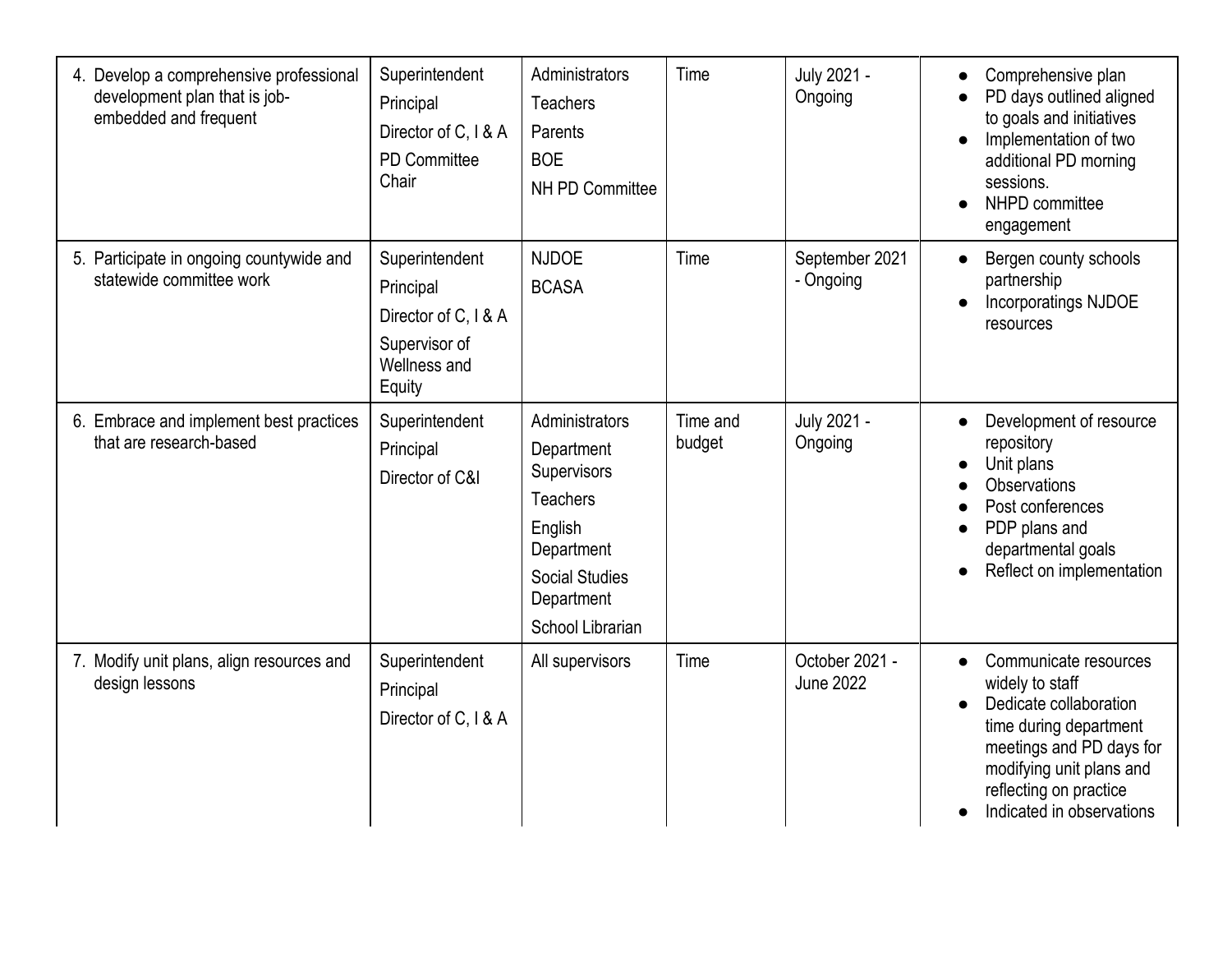| | | | | | |
|---|---|---|---|---|---|
| 4. Develop a comprehensive professional development plan that is job-embedded and frequent | Superintendent<br>Principal<br>Director of C, I & A<br>PD Committee Chair | Administrators<br>Teachers<br>Parents<br>BOE<br>NH PD Committee | Time | July 2021 - Ongoing | • Comprehensive plan<br>• PD days outlined aligned to goals and initiatives<br>• Implementation of two additional PD morning sessions.<br>• NHPD committee engagement |
| 5. Participate in ongoing countywide and statewide committee work | Superintendent<br>Principal<br>Director of C, I & A<br>Supervisor of Wellness and Equity | NJDOE<br>BCASA | Time | September 2021 - Ongoing | • Bergen county schools partnership<br>• Incorporatings NJDOE resources |
| 6. Embrace and implement best practices that are research-based | Superintendent<br>Principal<br>Director of C&I | Administrators<br>Department Supervisors<br>Teachers<br>English Department<br>Social Studies Department<br>School Librarian | Time and budget | July 2021 - Ongoing | • Development of resource repository<br>• Unit plans<br>• Observations<br>• Post conferences<br>• PDP plans and departmental goals<br>• Reflect on implementation |
| 7. Modify unit plans, align resources and design lessons | Superintendent<br>Principal<br>Director of C, I & A | All supervisors | Time | October 2021 - June 2022 | • Communicate resources widely to staff<br>• Dedicate collaboration time during department meetings and PD days for modifying unit plans and reflecting on practice<br>• Indicated in observations |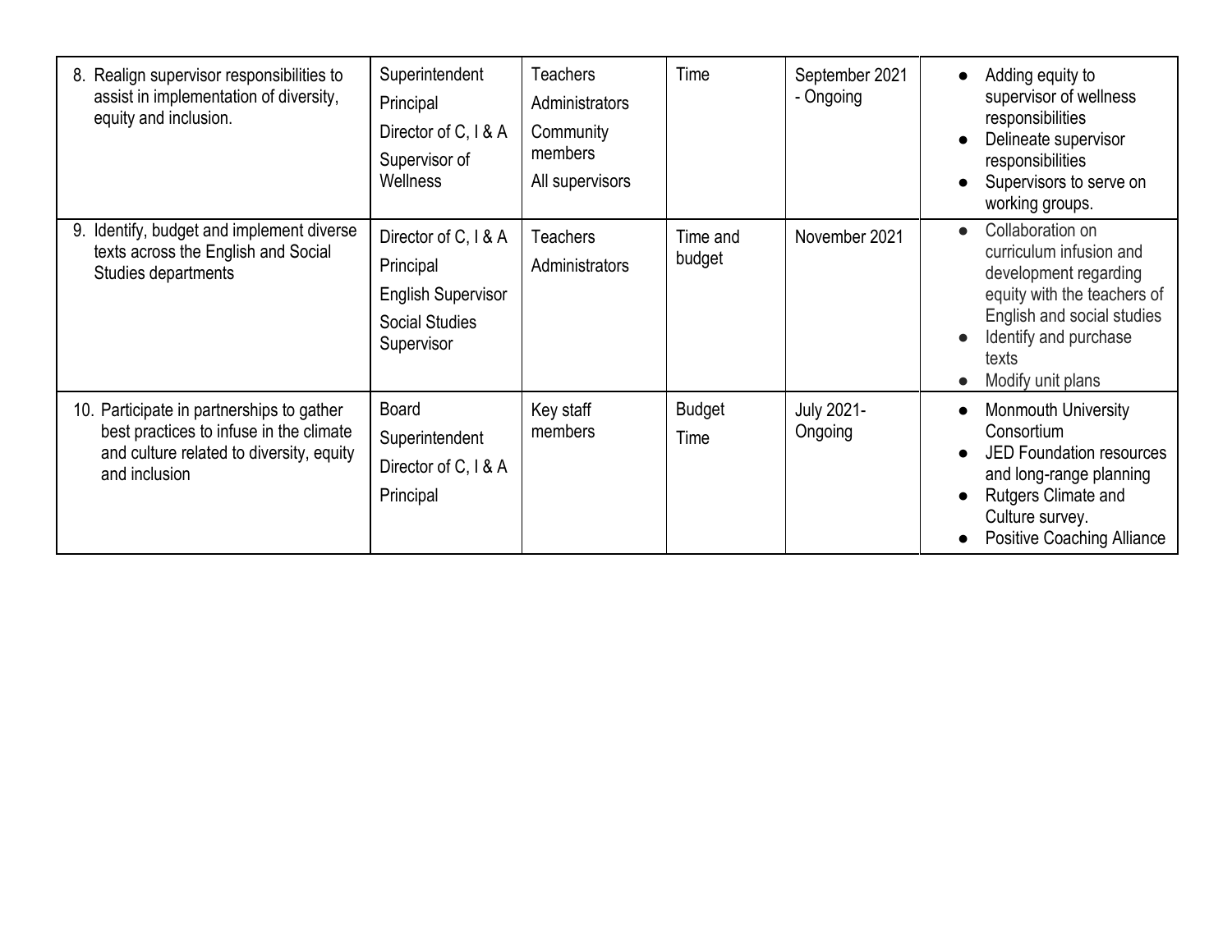| | | | | | |
|---|---|---|---|---|---|
| 8. Realign supervisor responsibilities to assist in implementation of diversity, equity and inclusion. | Superintendent<br>Principal<br>Director of C, I & A<br>Supervisor of Wellness | Teachers<br>Administrators<br>Community members<br>All supervisors | Time | September 2021 - Ongoing | • Adding equity to supervisor of wellness responsibilities<br>• Delineate supervisor responsibilities<br>• Supervisors to serve on working groups. |
| 9. Identify, budget and implement diverse texts across the English and Social Studies departments | Director of C, I & A<br>Principal<br>English Supervisor<br>Social Studies Supervisor | Teachers<br>Administrators | Time and budget | November 2021 | • Collaboration on curriculum infusion and development regarding equity with the teachers of English and social studies<br>• Identify and purchase texts<br>• Modify unit plans |
| 10. Participate in partnerships to gather best practices to infuse in the climate and culture related to diversity, equity and inclusion | Board<br>Superintendent<br>Director of C, I & A<br>Principal | Key staff members | Budget<br>Time | July 2021- Ongoing | • Monmouth University Consortium<br>• JED Foundation resources and long-range planning<br>• Rutgers Climate and Culture survey.<br>• Positive Coaching Alliance |